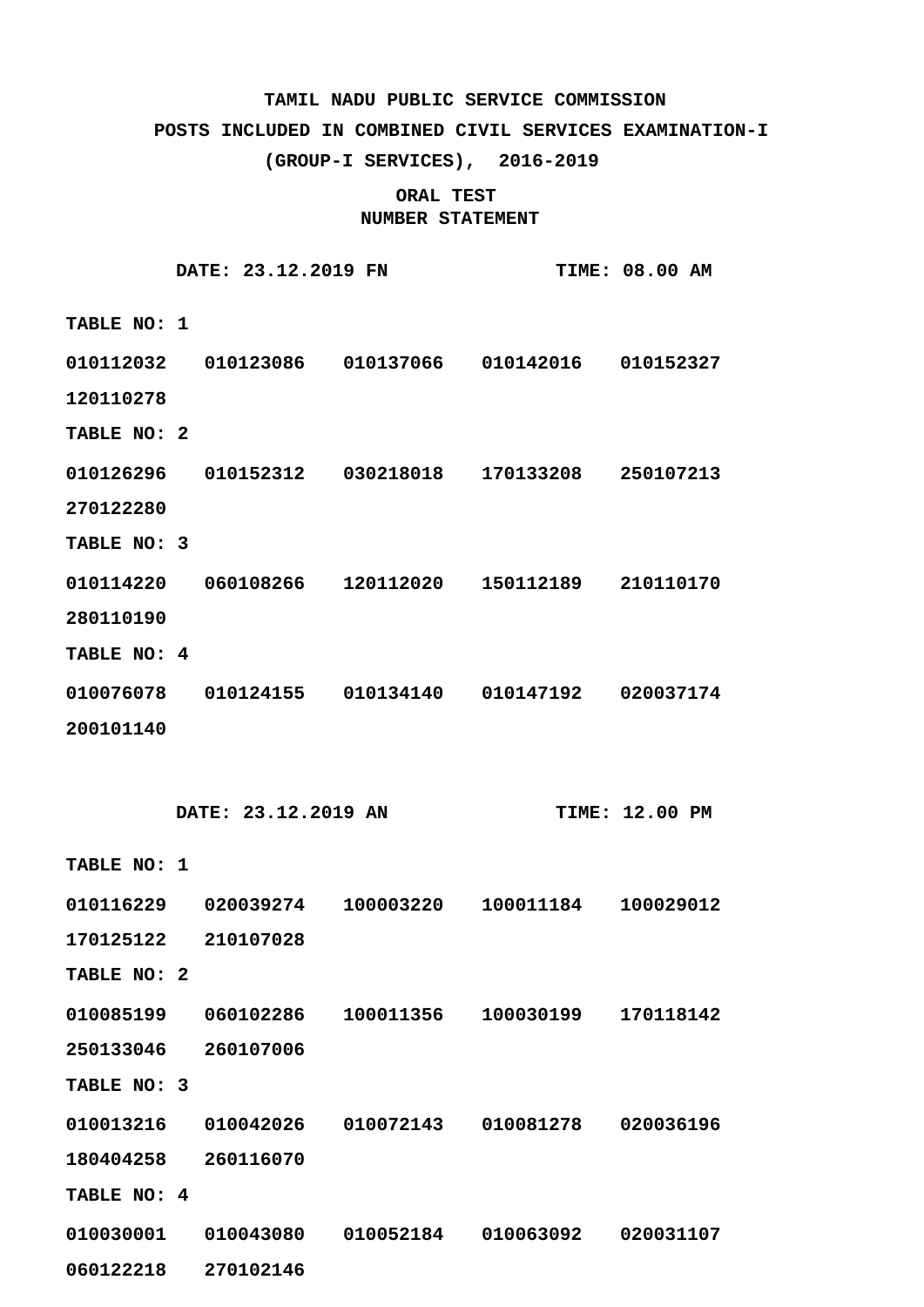**TAMIL NADU PUBLIC SERVICE COMMISSION**

**POSTS INCLUDED IN COMBINED CIVIL SERVICES EXAMINATION-I**

**(GROUP-I SERVICES), 2016-2019**

**ORAL TEST**

**NUMBER STATEMENT**

**DATE: 23.12.2019 FN** **TIME: 08.00 AM**

**TABLE NO: 1**

**010112032 010123086 010137066 010142016 010152327**
**120110278**

**TABLE NO: 2**

**010126296 010152312 030218018 170133208 250107213**
**270122280**

**TABLE NO: 3**

**010114220 060108266 120112020 150112189 210110170**
**280110190**

**TABLE NO: 4**

**010076078 010124155 010134140 010147192 020037174**
**200101140**

**DATE: 23.12.2019 AN** **TIME: 12.00 PM**

**TABLE NO: 1**

**010116229 020039274 100003220 100011184 100029012**
**170125122 210107028**

**TABLE NO: 2**

**010085199 060102286 100011356 100030199 170118142**
**250133046 260107006**

**TABLE NO: 3**

**010013216 010042026 010072143 010081278 020036196**
**180404258 260116070**

**TABLE NO: 4**

**010030001 010043080 010052184 010063092 020031107**
**060122218 270102146**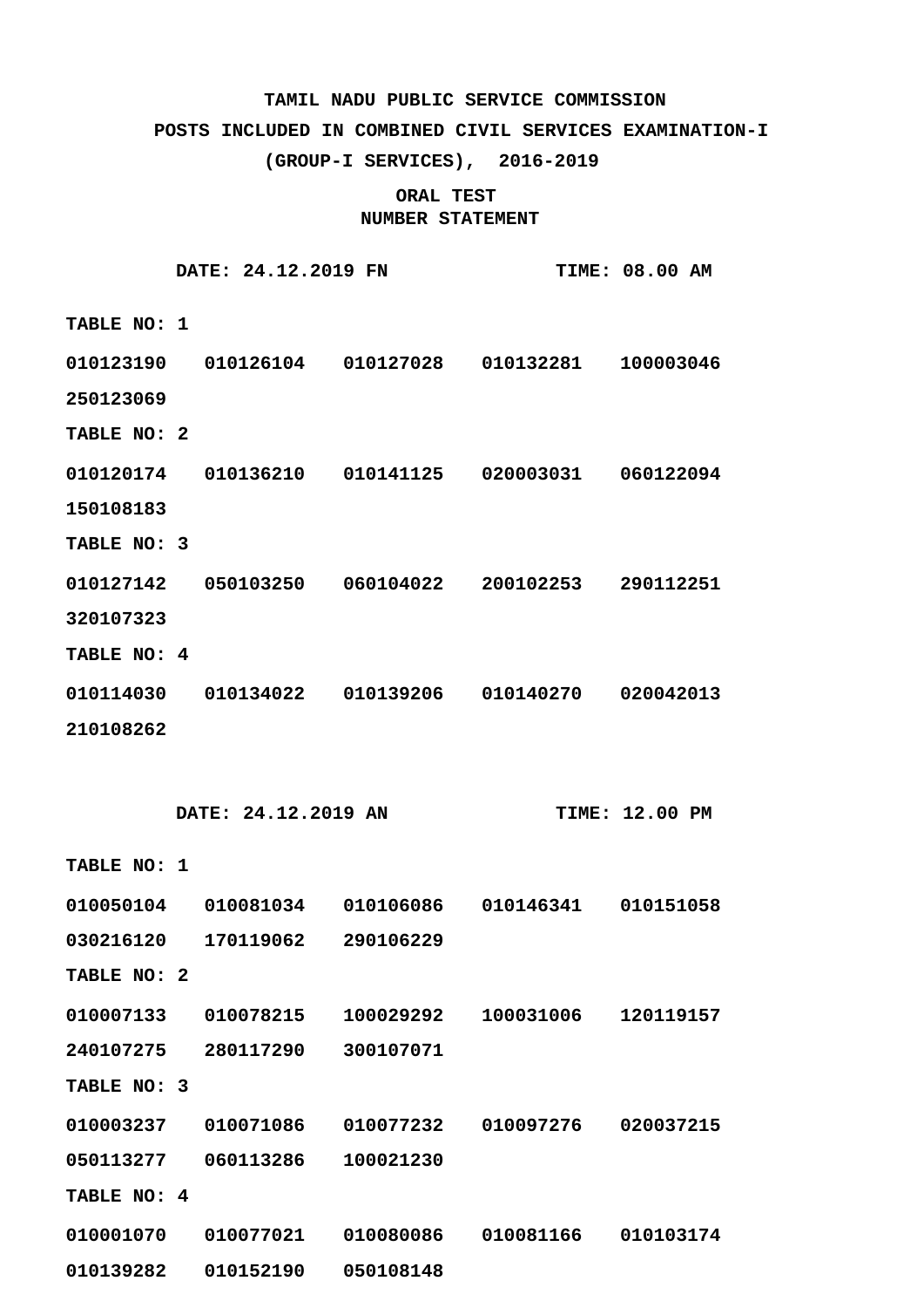**TAMIL NADU PUBLIC SERVICE COMMISSION**

**POSTS INCLUDED IN COMBINED CIVIL SERVICES EXAMINATION-I**

**(GROUP-I SERVICES), 2016-2019**

**ORAL TEST**

**NUMBER STATEMENT**

**DATE: 24.12.2019 FN** **TIME: 08.00 AM**

**TABLE NO: 1**

**010123190 010126104 010127028 010132281 100003046**

**250123069**

**TABLE NO: 2**

**010120174 010136210 010141125 020003031 060122094**

**150108183**

**TABLE NO: 3**

**010127142 050103250 060104022 200102253 290112251**

**320107323**

**TABLE NO: 4**

**010114030 010134022 010139206 010140270 020042013**

**210108262**

**DATE: 24.12.2019 AN** **TIME: 12.00 PM**

**TABLE NO: 1**

**010050104 010081034 010106086 010146341 010151058**

**030216120 170119062 290106229**

**TABLE NO: 2**

**010007133 010078215 100029292 100031006 120119157**

**240107275 280117290 300107071**

**TABLE NO: 3**

**010003237 010071086 010077232 010097276 020037215**

**050113277 060113286 100021230**

**TABLE NO: 4**

**010001070 010077021 010080086 010081166 010103174**

**010139282 010152190 050108148**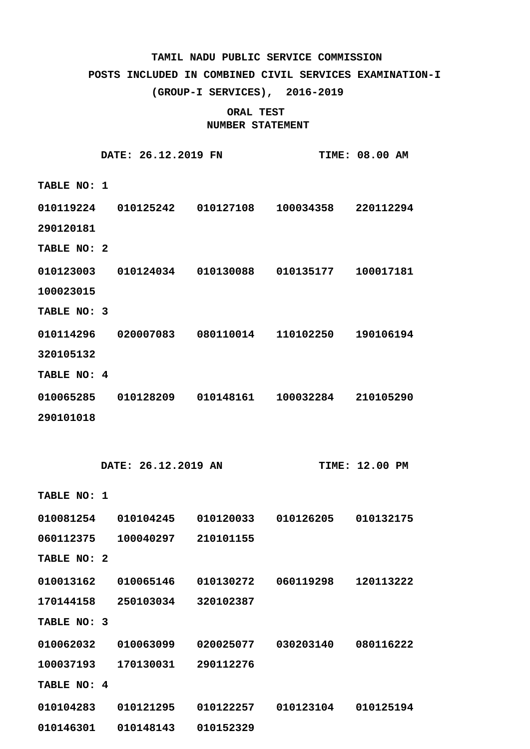**TAMIL NADU PUBLIC SERVICE COMMISSION**

**POSTS INCLUDED IN COMBINED CIVIL SERVICES EXAMINATION-I**

**(GROUP-I SERVICES), 2016-2019**

**ORAL TEST**

**NUMBER STATEMENT**

**DATE: 26.12.2019 FN** **TIME: 08.00 AM**

**TABLE NO: 1**

010119224 010125242 010127108 100034358 220112294
290120181

**TABLE NO: 2**

010123003 010124034 010130088 010135177 100017181
100023015

**TABLE NO: 3**

010114296 020007083 080110014 110102250 190106194
320105132

**TABLE NO: 4**

010065285 010128209 010148161 100032284 210105290
290101018

**DATE: 26.12.2019 AN** **TIME: 12.00 PM**

**TABLE NO: 1**

010081254 010104245 010120033 010126205 010132175
060112375 100040297 210101155

**TABLE NO: 2**

010013162 010065146 010130272 060119298 120113222
170144158 250103034 320102387

**TABLE NO: 3**

010062032 010063099 020025077 030203140 080116222
100037193 170130031 290112276

**TABLE NO: 4**

010104283 010121295 010122257 010123104 010125194
010146301 010148143 010152329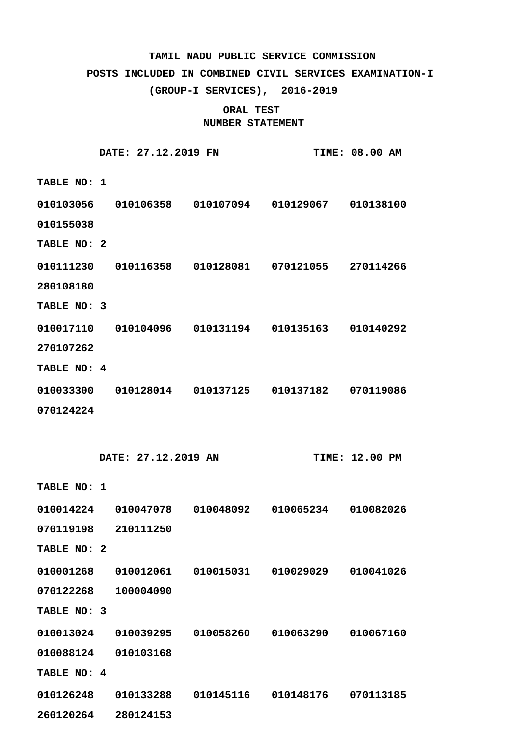**TAMIL NADU PUBLIC SERVICE COMMISSION**

**POSTS INCLUDED IN COMBINED CIVIL SERVICES EXAMINATION-I**

**(GROUP-I SERVICES), 2016-2019**

**ORAL TEST**

**NUMBER STATEMENT**

**DATE: 27.12.2019 FN** **TIME: 08.00 AM**

**TABLE NO: 1**

010103056 010106358 010107094 010129067 010138100
010155038

**TABLE NO: 2**

010111230 010116358 010128081 070121055 270114266
280108180

**TABLE NO: 3**

010017110 010104096 010131194 010135163 010140292
270107262

**TABLE NO: 4**

010033300 010128014 010137125 010137182 070119086
070124224

**DATE: 27.12.2019 AN** **TIME: 12.00 PM**

**TABLE NO: 1**

010014224 010047078 010048092 010065234 010082026
070119198 210111250

**TABLE NO: 2**

010001268 010012061 010015031 010029029 010041026
070122268 100004090

**TABLE NO: 3**

010013024 010039295 010058260 010063290 010067160
010088124 010103168

**TABLE NO: 4**

010126248 010133288 010145116 010148176 070113185
260120264 280124153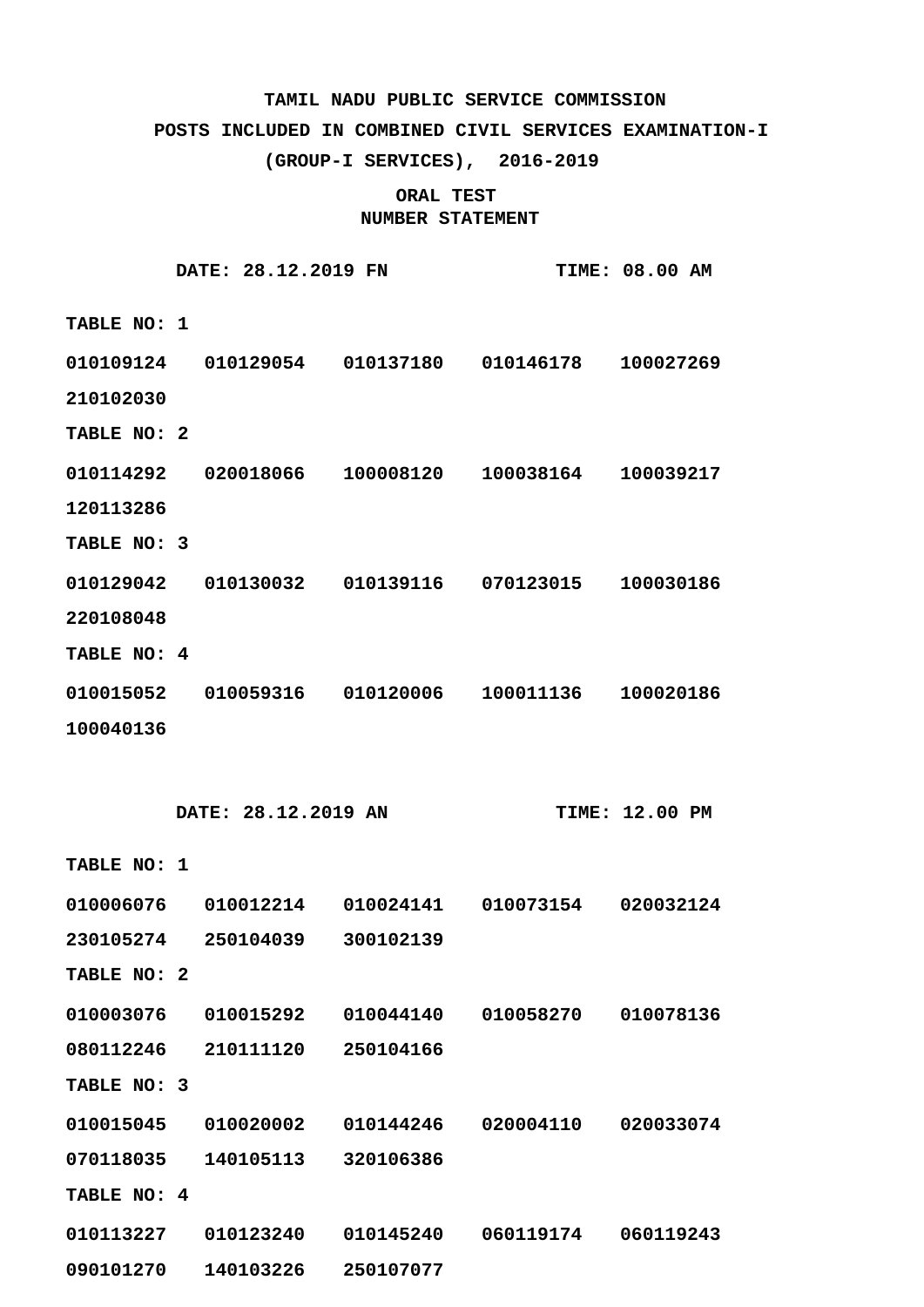**TAMIL NADU PUBLIC SERVICE COMMISSION**

**POSTS INCLUDED IN COMBINED CIVIL SERVICES EXAMINATION-I**

**(GROUP-I SERVICES), 2016-2019**

**ORAL TEST**

**NUMBER STATEMENT**

**DATE: 28.12.2019 FN** **TIME: 08.00 AM**

**TABLE NO: 1**

010109124 010129054 010137180 010146178 100027269
210102030

**TABLE NO: 2**

010114292 020018066 100008120 100038164 100039217
120113286

**TABLE NO: 3**

010129042 010130032 010139116 070123015 100030186
220108048

**TABLE NO: 4**

010015052 010059316 010120006 100011136 100020186
100040136

**DATE: 28.12.2019 AN** **TIME: 12.00 PM**

**TABLE NO: 1**

010006076 010012214 010024141 010073154 020032124
230105274 250104039 300102139

**TABLE NO: 2**

010003076 010015292 010044140 010058270 010078136
080112246 210111120 250104166

**TABLE NO: 3**

010015045 010020002 010144246 020004110 020033074
070118035 140105113 320106386

**TABLE NO: 4**

010113227 010123240 010145240 060119174 060119243
090101270 140103226 250107077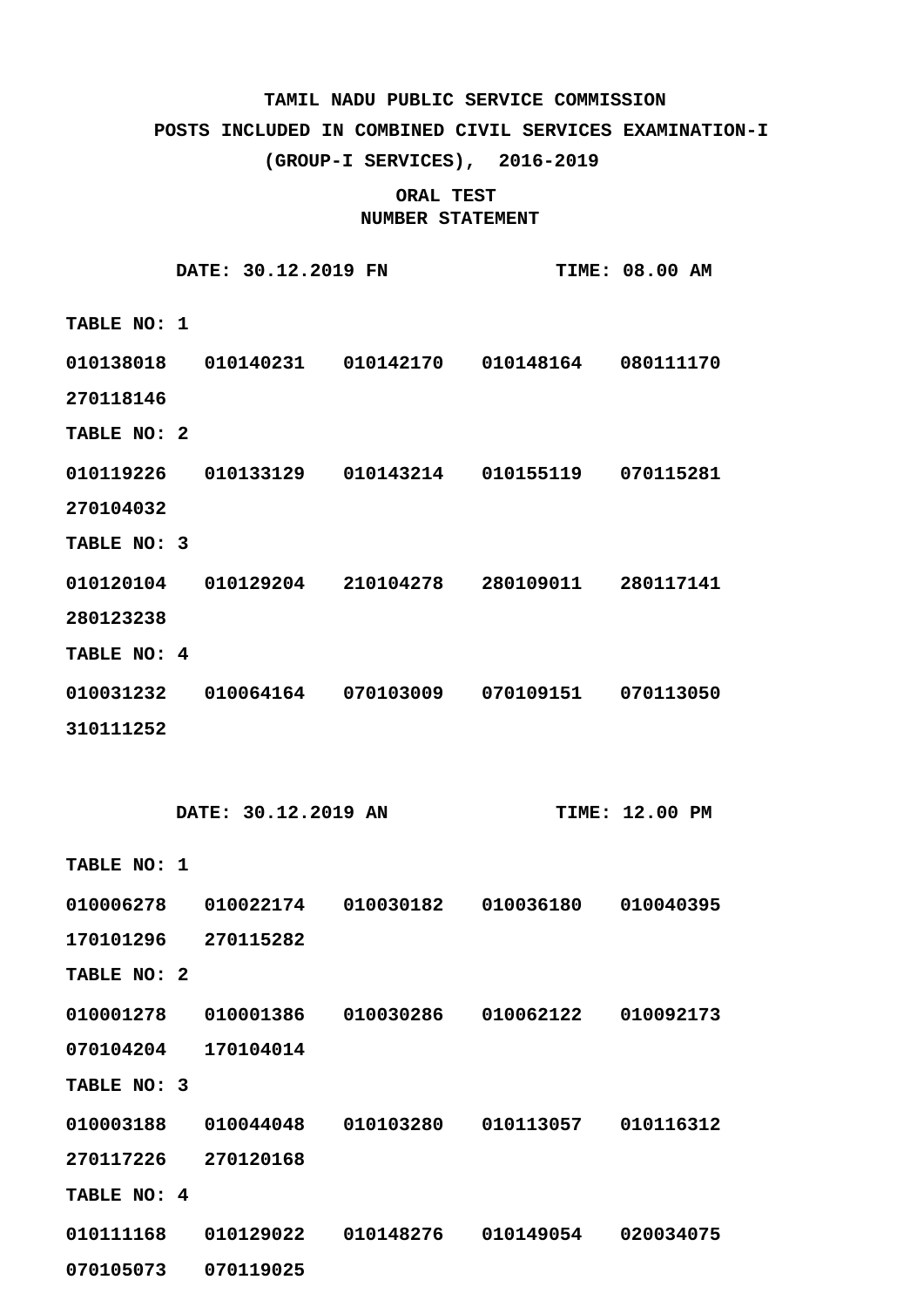**TAMIL NADU PUBLIC SERVICE COMMISSION**

**POSTS INCLUDED IN COMBINED CIVIL SERVICES EXAMINATION-I**

**(GROUP-I SERVICES), 2016-2019**

**ORAL TEST**

**NUMBER STATEMENT**

**DATE: 30.12.2019 FN** **TIME: 08.00 AM**

**TABLE NO: 1**

010138018 010140231 010142170 010148164 080111170
270118146

**TABLE NO: 2**

010119226 010133129 010143214 010155119 070115281
270104032

**TABLE NO: 3**

010120104 010129204 210104278 280109011 280117141
280123238

**TABLE NO: 4**

010031232 010064164 070103009 070109151 070113050
310111252

**DATE: 30.12.2019 AN** **TIME: 12.00 PM**

**TABLE NO: 1**

010006278 010022174 010030182 010036180 010040395
170101296 270115282

**TABLE NO: 2**

010001278 010001386 010030286 010062122 010092173
070104204 170104014

**TABLE NO: 3**

010003188 010044048 010103280 010113057 010116312
270117226 270120168

**TABLE NO: 4**

010111168 010129022 010148276 010149054 020034075
070105073 070119025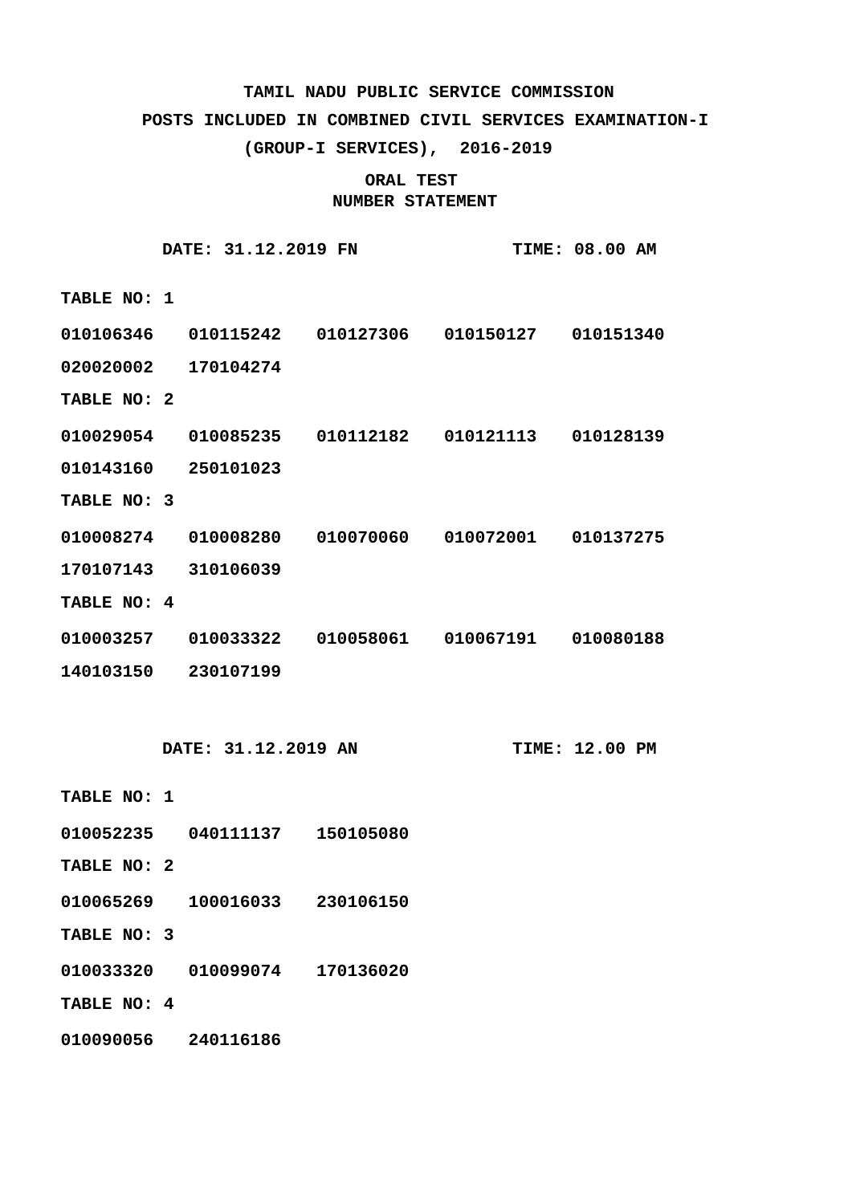**TAMIL NADU PUBLIC SERVICE COMMISSION**

**POSTS INCLUDED IN COMBINED CIVIL SERVICES EXAMINATION-I**

**(GROUP-I SERVICES), 2016-2019**

**ORAL TEST**

**NUMBER STATEMENT**

**DATE: 31.12.2019 FN TIME: 08.00 AM**

**TABLE NO: 1**

010106346 010115242 010127306 010150127 010151340

020020002 170104274

**TABLE NO: 2**

010029054 010085235 010112182 010121113 010128139

010143160 250101023

**TABLE NO: 3**

010008274 010008280 010070060 010072001 010137275

170107143 310106039

**TABLE NO: 4**

010003257 010033322 010058061 010067191 010080188

140103150 230107199

**DATE: 31.12.2019 AN TIME: 12.00 PM**

**TABLE NO: 1**

010052235 040111137 150105080

**TABLE NO: 2**

010065269 100016033 230106150

**TABLE NO: 3**

010033320 010099074 170136020

**TABLE NO: 4**

010090056 240116186